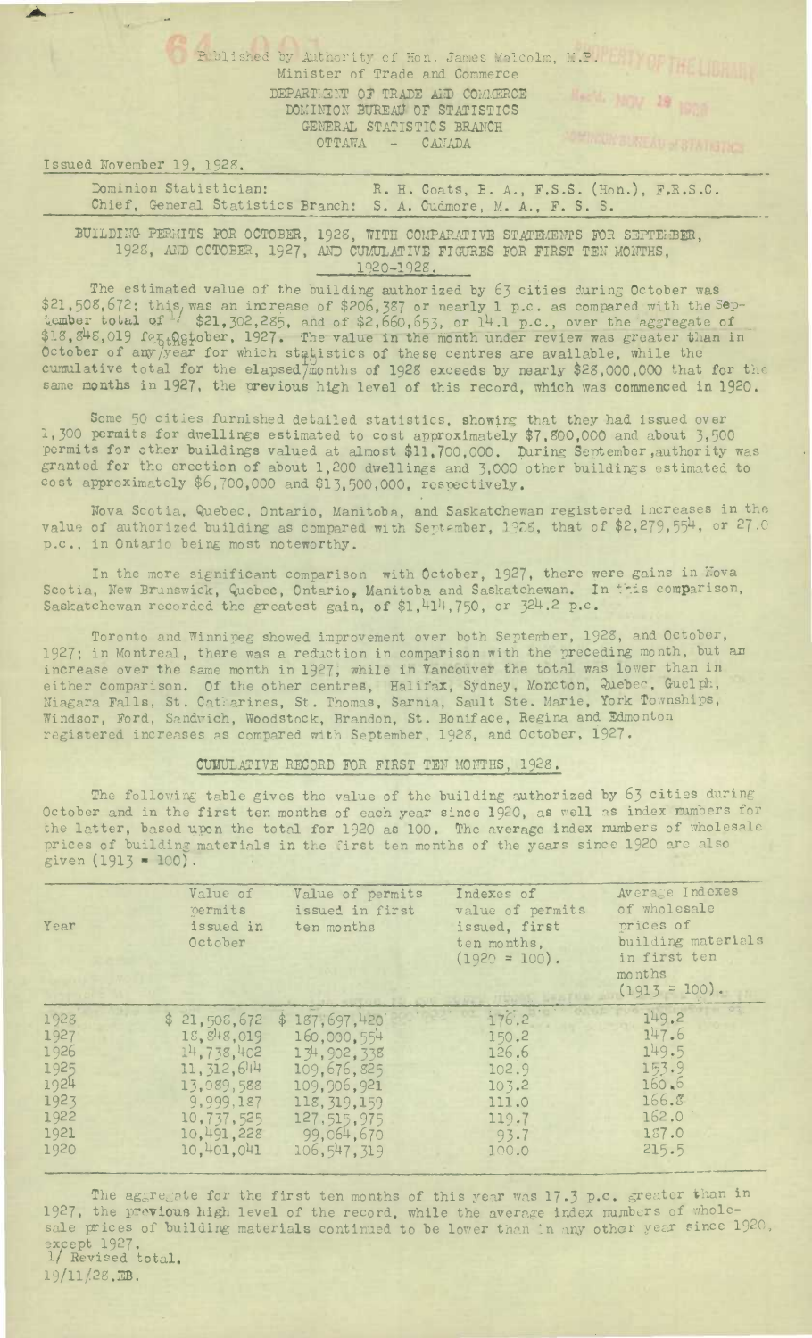Published by Authority of Hon. James Malcolm, M.P.
Minister of Trade and Commerce
DEPARTMENT OF TRADE AND COMMERCE
DOMINION BUREAU OF STATISTICS
GENERAL STATISTICS BRANCH
OTTAWA - CANADA

Issued November 19, 1928.

Dominion Statistician: R. H. Coats, B. A., F.S.S. (Hon.), F.R.S.C.
Chief, General Statistics Branch: S. A. Cudmore, M. A., F. S. S.

## BUILDING PERMITS FOR OCTOBER, 1928, WITH COMPARATIVE STATEMENTS FOR SEPTEMBER, 1928, AND OCTOBER, 1927, AND CUMULATIVE FIGURES FOR FIRST TEN MONTHS, 1920-1928.

The estimated value of the building authorized by 63 cities during October was $21,508,672; this was an increase of $206,387 or nearly 1 p.c. as compared with the September total of 1/ $21,302,285, and of $2,660,653, or 14.1 p.c., over the aggregate of $18,848,019 for October, 1927. The value in the month under review was greater than in October of any year for which statistics of these centres are available, while the cumulative total for the elapsed months of 1928 exceeds by nearly $28,000,000 that for the same months in 1927, the previous high level of this record, which was commenced in 1920.

Some 50 cities furnished detailed statistics, showing that they had issued over 1,300 permits for dwellings estimated to cost approximately $7,800,000 and about 3,500 permits for other buildings valued at almost $11,700,000. During September, authority was granted for the erection of about 1,200 dwellings and 3,000 other buildings estimated to cost approximately $6,700,000 and $13,500,000, respectively.

Nova Scotia, Quebec, Ontario, Manitoba, and Saskatchewan registered increases in the value of authorized building as compared with September, 1928, that of $2,279,554, or 27.0 p.c., in Ontario being most noteworthy.

In the more significant comparison with October, 1927, there were gains in Nova Scotia, New Brunswick, Quebec, Ontario, Manitoba and Saskatchewan. In this comparison, Saskatchewan recorded the greatest gain, of $1,414,750, or 324.2 p.c.

Toronto and Winnipeg showed improvement over both September, 1928, and October, 1927; in Montreal, there was a reduction in comparison with the preceding month, but an increase over the same month in 1927, while in Vancouver the total was lower than in either comparison. Of the other centres, Halifax, Sydney, Moncton, Quebec, Guelph, Niagara Falls, St. Catharines, St. Thomas, Sarnia, Sault Ste. Marie, York Townships, Windsor, Ford, Sandwich, Woodstock, Brandon, St. Boniface, Regina and Edmonton registered increases as compared with September, 1928, and October, 1927.

### CUMULATIVE RECORD FOR FIRST TEN MONTHS, 1928.

The following table gives the value of the building authorized by 63 cities during October and in the first ten months of each year since 1920, as well as index numbers for the latter, based upon the total for 1920 as 100. The average index numbers of wholesale prices of building materials in the first ten months of the years since 1920 are also given (1913 = 100).

| Year | Value of permits issued in October | Value of permits issued in first ten months | Indexes of value of permits issued, first ten months, (1920 = 100). | Average Indexes of wholesale prices of building materials in first ten months (1913 = 100). |
|---|---|---|---|---|
| 1928 | $ 21,508,672 | $ 187,697,420 | 176.2 | 149.2 |
| 1927 | 18,848,019 | 160,000,554 | 150.2 | 147.6 |
| 1926 | 14,738,402 | 134,902,338 | 126.6 | 149.5 |
| 1925 | 11,312,644 | 109,676,825 | 102.9 | 153.9 |
| 1924 | 13,089,588 | 109,906,921 | 103.2 | 160.8 |
| 1923 | 9,999,187 | 118,319,159 | 111.0 | 166.8 |
| 1922 | 10,737,525 | 127,515,975 | 119.7 | 162.0 |
| 1921 | 10,491,228 | 99,064,670 | 93.7 | 187.0 |
| 1920 | 10,401,041 | 106,547,319 | 100.0 | 215.5 |

The aggregate for the first ten months of this year was 17.3 p.c. greater than in 1927, the previous high level of the record, while the average index numbers of wholesale prices of building materials continued to be lower than in any other year since 1920, except 1927.

1/ Revised total.

19/11/28.EB.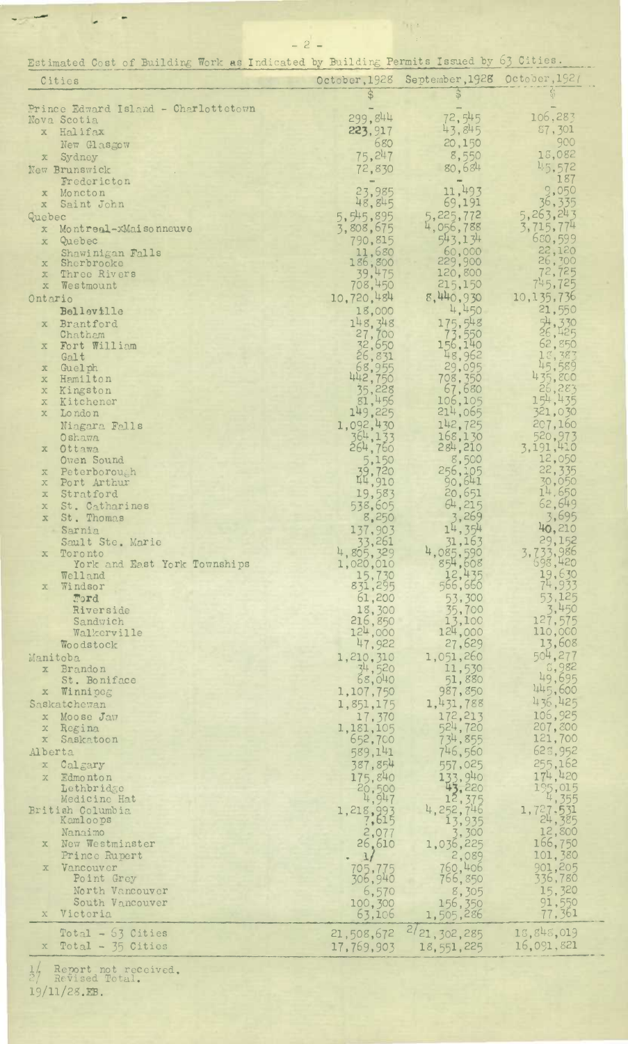Estimated Cost of Building Work as Indicated by Building Permits Issued by 63 Cities.

| Cities | October, 1928 | September, 1928 | October, 1927 |
|---|---|---|---|
| | $ | $ | $ |
| Prince Edward Island - Charlottetown | - | - | - |
| Nova Scotia | 299,844 | 72,545 | 106,283 |
| x Halifax | 223,917 | 43,845 | 87,301 |
| New Glasgow | 680 | 20,150 | 900 |
| x Sydney | 75,247 | 8,550 | 18,082 |
| New Brunswick | 72,830 | 80,684 | 45,572 |
| Fredericton | - | - | 187 |
| x Moncton | 23,985 | 11,493 | 9,050 |
| x Saint John | 48,845 | 69,191 | 36,335 |
| Quebec | 5,545,895 | 5,225,772 | 5,263,243 |
| x Montreal-xMaisonneuve | 3,808,675 | 4,056,788 | 3,715,774 |
| x Quebec | 790,815 | 543,134 | 680,599 |
| Shawinigan Falls | 11,680 | 60,000 | 22,120 |
| x Sherbrooke | 186,800 | 229,900 | 26,300 |
| x Three Rivers | 39,475 | 120,800 | 72,725 |
| x Westmount | 708,450 | 215,150 | 745,725 |
| Ontario | 10,720,484 | 8,440,930 | 10,135,736 |
| Belleville | 18,000 | 4,450 | 21,550 |
| x Brantford | 148,348 | 175,548 | 54,330 |
| Chatham | 27,700 | 73,550 | 26,425 |
| x Fort William | 32,650 | 156,140 | 62,850 |
| Galt | 26,831 | 48,962 | 18,383 |
| x Guelph | 68,955 | 29,095 | 45,589 |
| x Hamilton | 442,750 | 708,350 | 435,800 |
| x Kingston | 35,228 | 67,680 | 26,283 |
| x Kitchener | 81,456 | 106,105 | 154,435 |
| x London | 149,225 | 214,065 | 321,030 |
| Niagara Falls | 1,092,430 | 142,725 | 207,160 |
| Oshawa | 364,133 | 168,130 | 520,973 |
| x Ottawa | 264,760 | 284,210 | 3,191,410 |
| Owen Sound | 5,150 | 8,500 | 12,050 |
| x Peterborough | 39,720 | 256,105 | 22,335 |
| x Port Arthur | 44,910 | 90,641 | 30,050 |
| x Stratford | 19,583 | 20,651 | 14,650 |
| x St. Catharines | 538,605 | 64,215 | 62,649 |
| x St. Thomas | 8,250 | 3,269 | 3,695 |
| Sarnia | 137,903 | 14,354 | 40,210 |
| Sault Ste. Marie | 33,261 | 31,163 | 29,152 |
| x Toronto | 4,805,329 | 4,085,590 | 3,733,986 |
| York and East York Townships | 1,020,010 | 854,608 | 698,420 |
| Welland | 15,730 | 12,435 | 19,630 |
| x Windsor | 831,295 | 566,660 | 74,933 |
| Ford | 61,200 | 53,300 | 53,125 |
| Riverside | 18,300 | 35,700 | 3,450 |
| Sandwich | 216,850 | 13,100 | 127,575 |
| Walkerville | 124,000 | 124,000 | 110,000 |
| Woodstock | 47,922 | 27,629 | 13,608 |
| Manitoba | 1,210,310 | 1,051,260 | 504,277 |
| x Brandon | 34,520 | 11,530 | 8,982 |
| St. Boniface | 68,040 | 51,880 | 49,695 |
| x Winnipeg | 1,107,750 | 987,850 | 445,600 |
| Saskatchewan | 1,851,175 | 1,431,788 | 436,425 |
| x Moose Jaw | 17,370 | 172,213 | 106,925 |
| x Regina | 1,181,105 | 524,720 | 207,800 |
| x Saskatoon | 652,700 | 734,855 | 121,700 |
| Alberta | 589,141 | 746,560 | 628,952 |
| x Calgary | 387,854 | 557,025 | 255,162 |
| x Edmonton | 175,840 | 133,940 | 174,420 |
| Lethbridge | 20,500 | 43,220 | 195,015 |
| Medicine Hat | 4,947 | 12,375 | 4,355 |
| British Columbia | 1,218,993 | 4,252,746 | 1,727,531 |
| Kamloops | 7,615 | 13,935 | 24,385 |
| Nanaimo | 2,077 | 3,300 | 12,800 |
| x New Westminster | 26,610 | 1,036,225 | 166,750 |
| Prince Rupert | - 1/ | 2,089 | 101,380 |
| x Vancouver | 705,775 | 760,406 | 901,205 |
| Point Grey | 306,940 | 766,850 | 336,780 |
| North Vancouver | 6,570 | 8,305 | 15,320 |
| South Vancouver | 100,300 | 156,350 | 91,550 |
| x Victoria | 63,106 | 1,505,286 | 77,361 |
| Total - 63 Cities | 21,508,672 | 2/ 21,302,285 | 18,848,019 |
| x Total - 35 Cities | 17,769,903 | 18,551,225 | 16,091,821 |

1/ Report not received.
2/ Revised Total.

19/11/28.EB.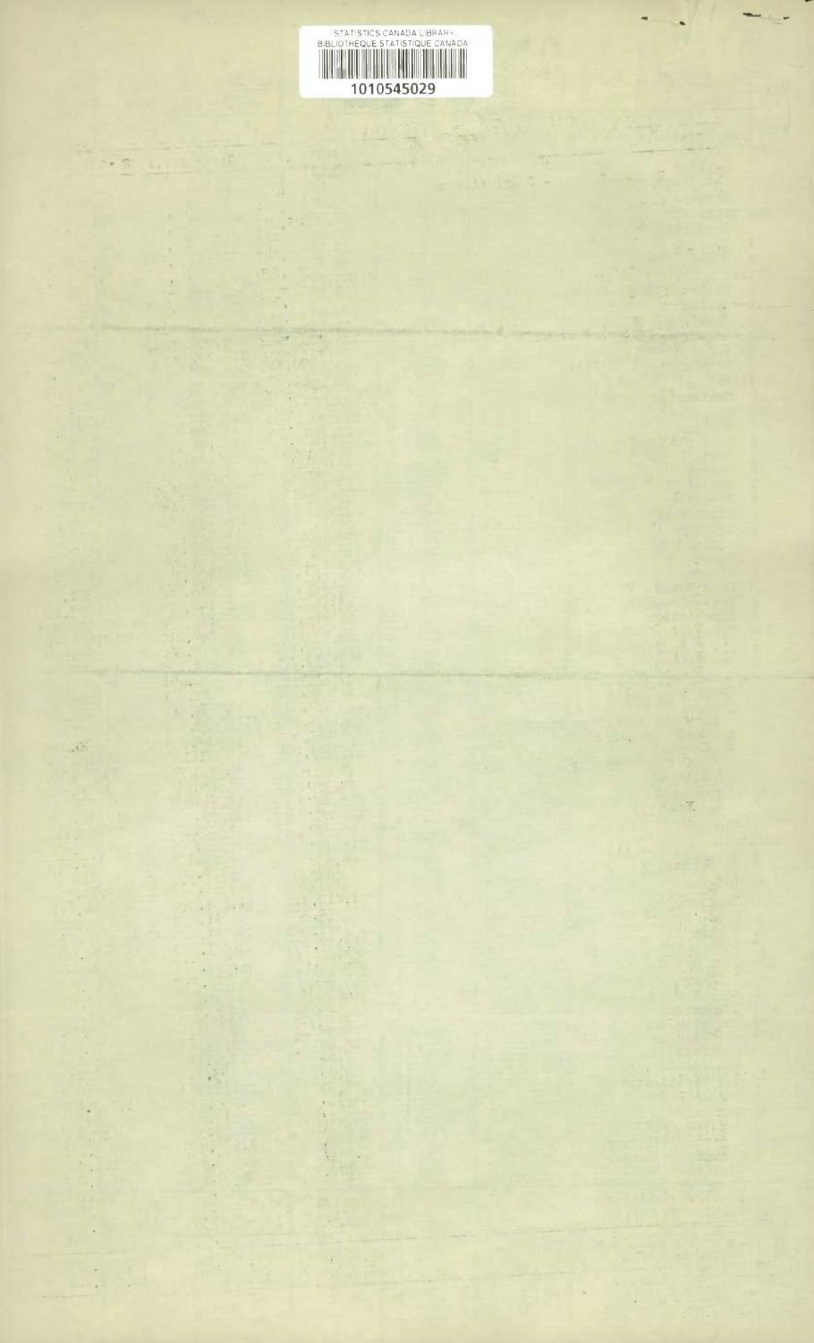STATISTICS CANADA LIBRARY
BIBLIOTHÈQUE STATISTIQUE CANADA

1010545029